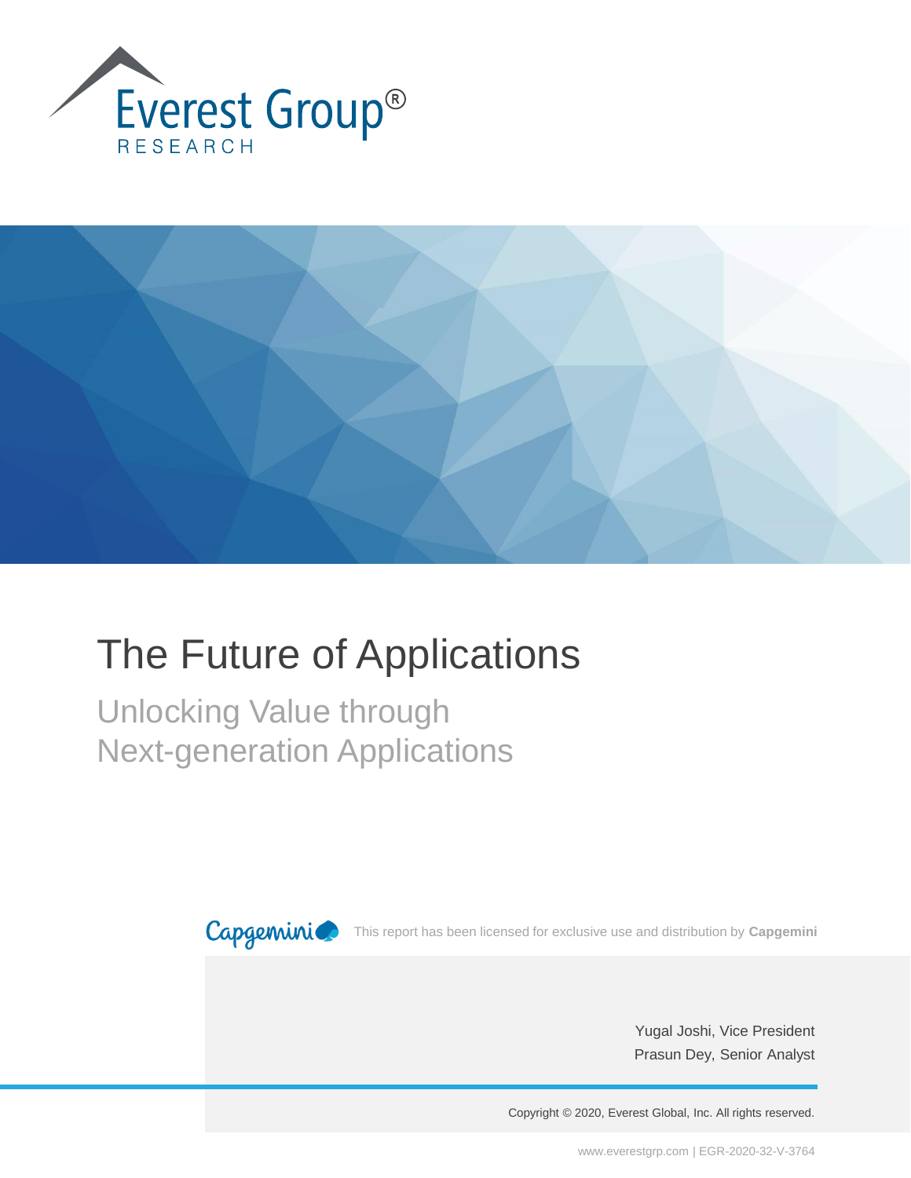Everest Group®

RESEARCH

# The Future of Applications

## Unlocking Value through Next-generation Applications

Capgemini — This report has been licensed for exclusive use and distribution by **Capgemini**

Yugal Joshi, Vice President

Prasun Dey, Senior Analyst

Copyright © 2020, Everest Global, Inc. All rights reserved.

www.everestgrp.com | EGR-2020-32-V-3764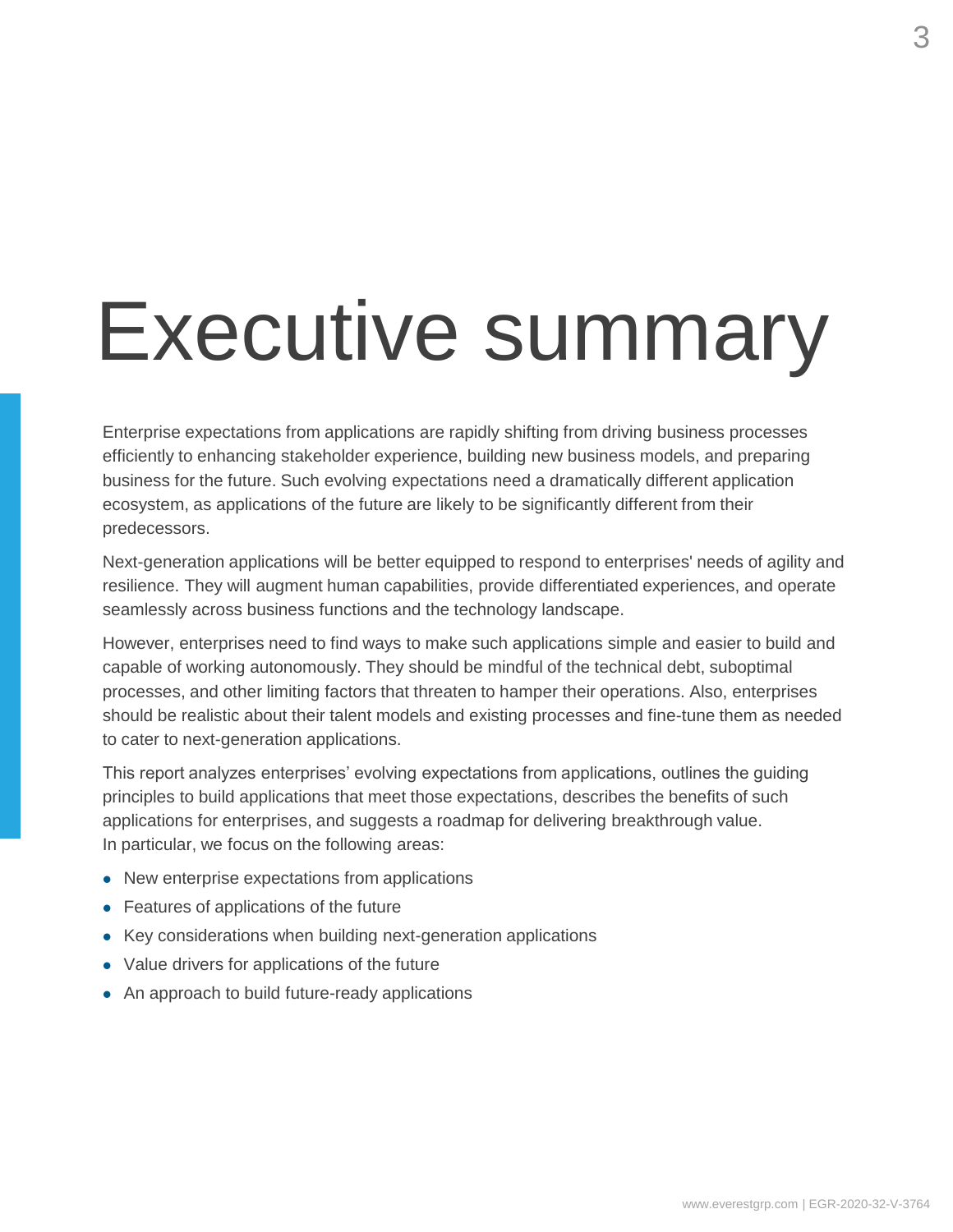# Executive summary

Enterprise expectations from applications are rapidly shifting from driving business processes efficiently to enhancing stakeholder experience, building new business models, and preparing business for the future. Such evolving expectations need a dramatically different application ecosystem, as applications of the future are likely to be significantly different from their predecessors.

Next-generation applications will be better equipped to respond to enterprises' needs of agility and resilience. They will augment human capabilities, provide differentiated experiences, and operate seamlessly across business functions and the technology landscape.

However, enterprises need to find ways to make such applications simple and easier to build and capable of working autonomously. They should be mindful of the technical debt, suboptimal processes, and other limiting factors that threaten to hamper their operations. Also, enterprises should be realistic about their talent models and existing processes and fine-tune them as needed to cater to next-generation applications.

This report analyzes enterprises' evolving expectations from applications, outlines the guiding principles to build applications that meet those expectations, describes the benefits of such applications for enterprises, and suggests a roadmap for delivering breakthrough value. In particular, we focus on the following areas:

- New enterprise expectations from applications
- Features of applications of the future
- Key considerations when building next-generation applications
- Value drivers for applications of the future
- An approach to build future-ready applications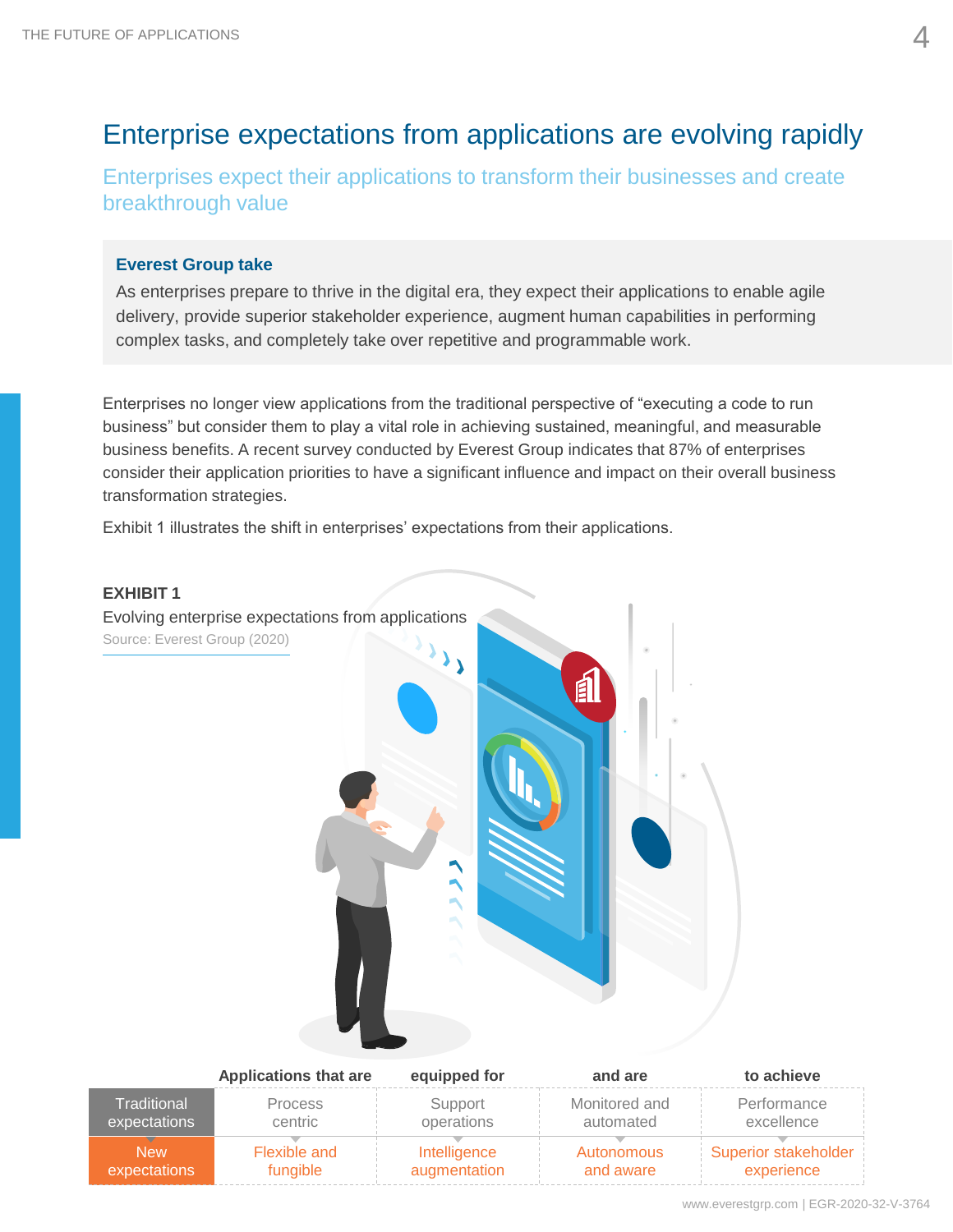# Enterprise expectations from applications are evolving rapidly

## Enterprises expect their applications to transform their businesses and create breakthrough value

**Everest Group take**

As enterprises prepare to thrive in the digital era, they expect their applications to enable agile delivery, provide superior stakeholder experience, augment human capabilities in performing complex tasks, and completely take over repetitive and programmable work.

Enterprises no longer view applications from the traditional perspective of "executing a code to run business" but consider them to play a vital role in achieving sustained, meaningful, and measurable business benefits. A recent survey conducted by Everest Group indicates that 87% of enterprises consider their application priorities to have a significant influence and impact on their overall business transformation strategies.

Exhibit 1 illustrates the shift in enterprises' expectations from their applications.

**EXHIBIT 1**

Evolving enterprise expectations from applications

Source: Everest Group (2020)

| | Applications that are | equipped for | and are | to achieve |
|---|---|---|---|---|
| Traditional expectations | Process centric | Support operations | Monitored and automated | Performance excellence |
| New expectations | Flexible and fungible | Intelligence augmentation | Autonomous and aware | Superior stakeholder experience |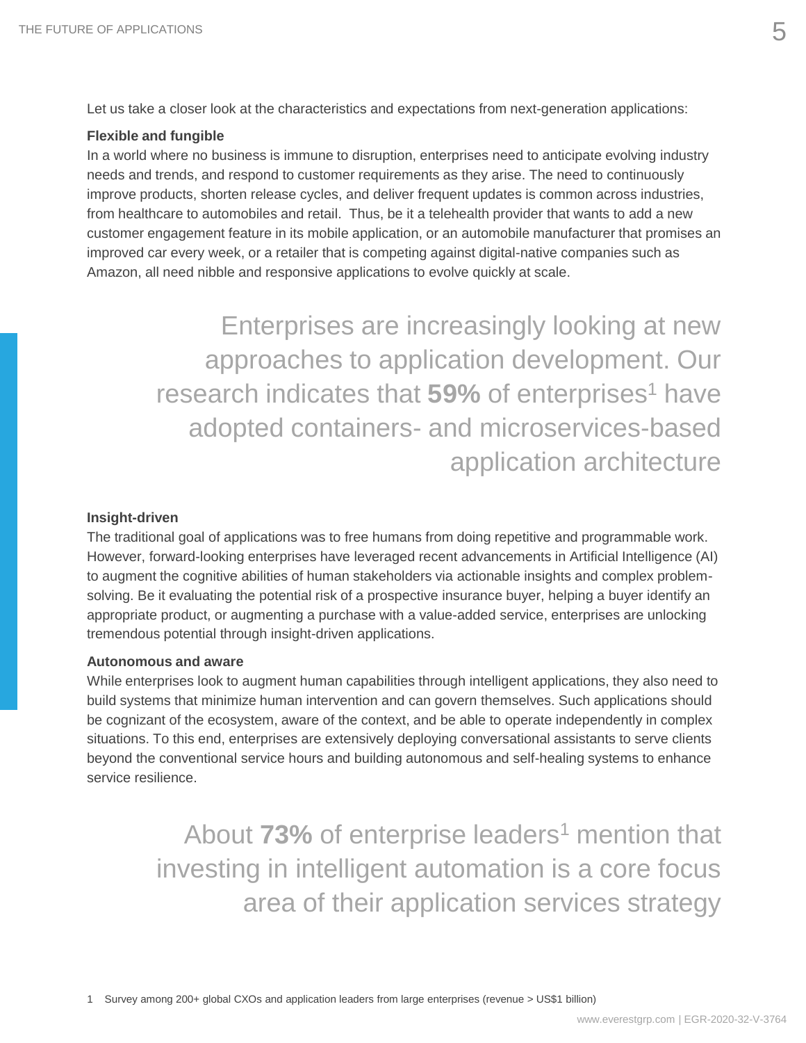Let us take a closer look at the characteristics and expectations from next-generation applications:

**Flexible and fungible**

In a world where no business is immune to disruption, enterprises need to anticipate evolving industry needs and trends, and respond to customer requirements as they arise. The need to continuously improve products, shorten release cycles, and deliver frequent updates is common across industries, from healthcare to automobiles and retail. Thus, be it a telehealth provider that wants to add a new customer engagement feature in its mobile application, or an automobile manufacturer that promises an improved car every week, or a retailer that is competing against digital-native companies such as Amazon, all need nibble and responsive applications to evolve quickly at scale.

> Enterprises are increasingly looking at new approaches to application development. Our research indicates that **59%** of enterprises[1] have adopted containers- and microservices-based application architecture

**Insight-driven**

The traditional goal of applications was to free humans from doing repetitive and programmable work. However, forward-looking enterprises have leveraged recent advancements in Artificial Intelligence (AI) to augment the cognitive abilities of human stakeholders via actionable insights and complex problem-solving. Be it evaluating the potential risk of a prospective insurance buyer, helping a buyer identify an appropriate product, or augmenting a purchase with a value-added service, enterprises are unlocking tremendous potential through insight-driven applications.

**Autonomous and aware**

While enterprises look to augment human capabilities through intelligent applications, they also need to build systems that minimize human intervention and can govern themselves. Such applications should be cognizant of the ecosystem, aware of the context, and be able to operate independently in complex situations. To this end, enterprises are extensively deploying conversational assistants to serve clients beyond the conventional service hours and building autonomous and self-healing systems to enhance service resilience.

> About **73%** of enterprise leaders[1] mention that investing in intelligent automation is a core focus area of their application services strategy

1 Survey among 200+ global CXOs and application leaders from large enterprises (revenue > US$1 billion)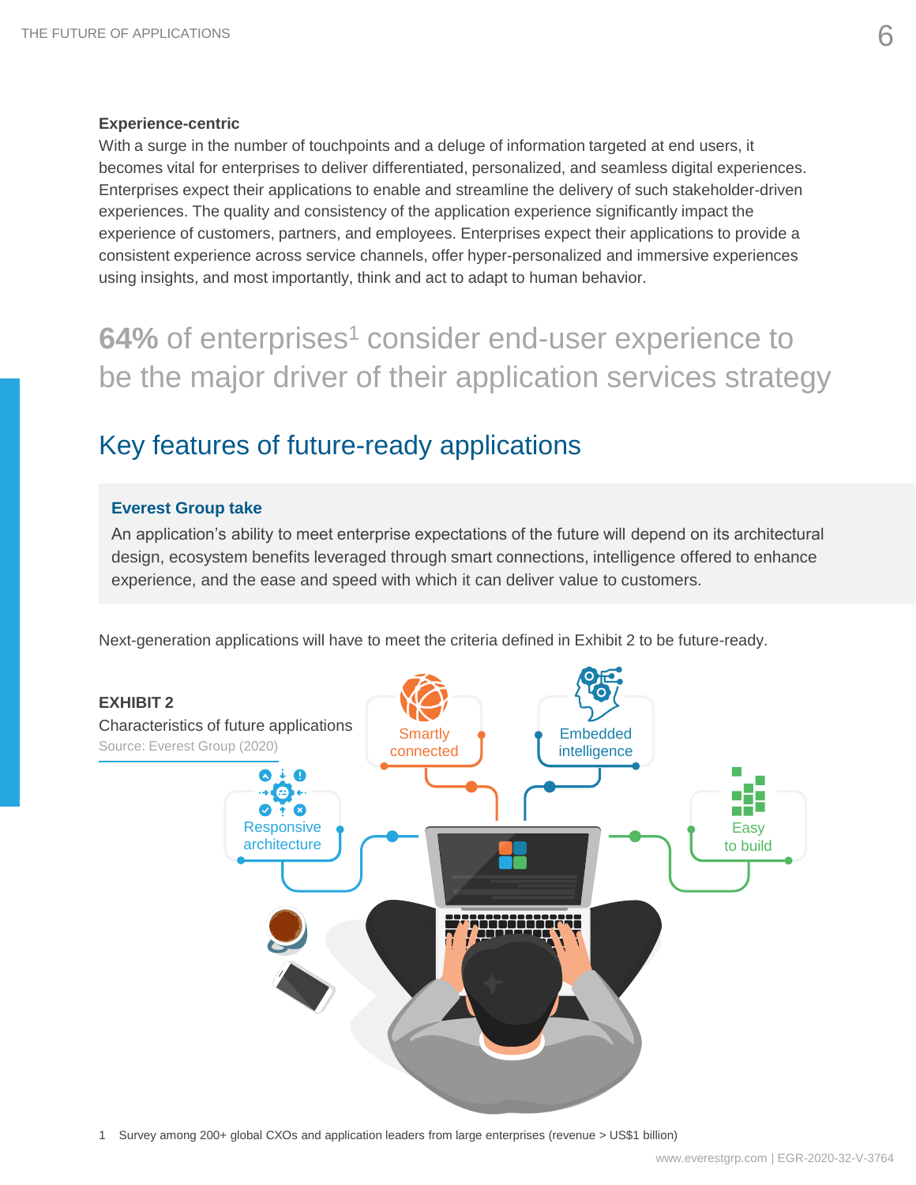**Experience-centric**

With a surge in the number of touchpoints and a deluge of information targeted at end users, it becomes vital for enterprises to deliver differentiated, personalized, and seamless digital experiences. Enterprises expect their applications to enable and streamline the delivery of such stakeholder-driven experiences. The quality and consistency of the application experience significantly impact the experience of customers, partners, and employees. Enterprises expect their applications to provide a consistent experience across service channels, offer hyper-personalized and immersive experiences using insights, and most importantly, think and act to adapt to human behavior.

**64%** of enterprises[1] consider end-user experience to be the major driver of their application services strategy

## Key features of future-ready applications

**Everest Group take**

An application's ability to meet enterprise expectations of the future will depend on its architectural design, ecosystem benefits leveraged through smart connections, intelligence offered to enhance experience, and the ease and speed with which it can deliver value to customers.

Next-generation applications will have to meet the criteria defined in Exhibit 2 to be future-ready.

**EXHIBIT 2**

Characteristics of future applications

Source: Everest Group (2020)

- Smartly connected
- Embedded intelligence
- Responsive architecture
- Easy to build

1 Survey among 200+ global CXOs and application leaders from large enterprises (revenue > US$1 billion)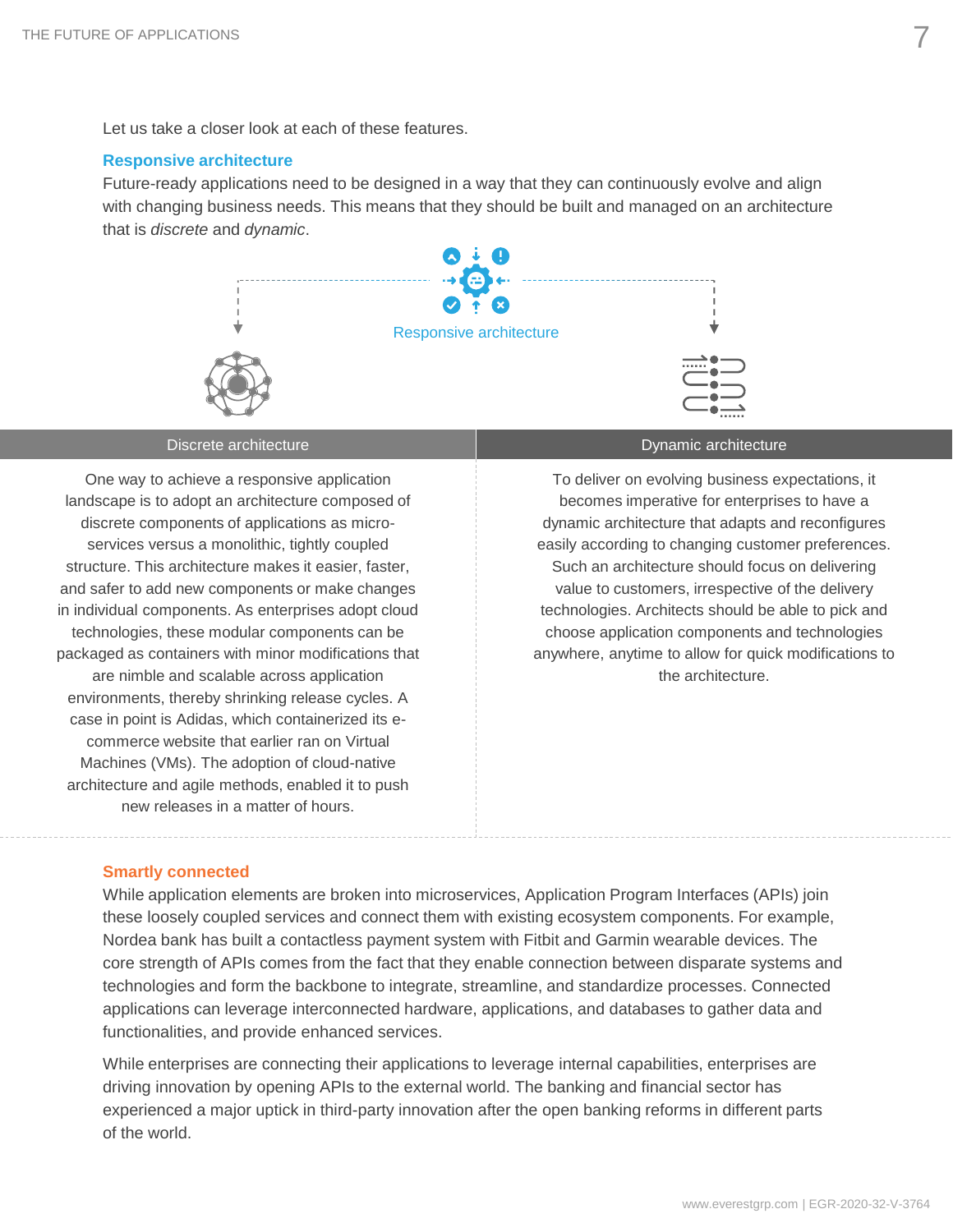Let us take a closer look at each of these features.

## Responsive architecture

Future-ready applications need to be designed in a way that they can continuously evolve and align with changing business needs. This means that they should be built and managed on an architecture that is *discrete* and *dynamic*.

Responsive architecture

### Discrete architecture

One way to achieve a responsive application landscape is to adopt an architecture composed of discrete components of applications as micro-services versus a monolithic, tightly coupled structure. This architecture makes it easier, faster, and safer to add new components or make changes in individual components. As enterprises adopt cloud technologies, these modular components can be packaged as containers with minor modifications that are nimble and scalable across application environments, thereby shrinking release cycles. A case in point is Adidas, which containerized its e-commerce website that earlier ran on Virtual Machines (VMs). The adoption of cloud-native architecture and agile methods, enabled it to push new releases in a matter of hours.

### Dynamic architecture

To deliver on evolving business expectations, it becomes imperative for enterprises to have a dynamic architecture that adapts and reconfigures easily according to changing customer preferences. Such an architecture should focus on delivering value to customers, irrespective of the delivery technologies. Architects should be able to pick and choose application components and technologies anywhere, anytime to allow for quick modifications to the architecture.

## Smartly connected

While application elements are broken into microservices, Application Program Interfaces (APIs) join these loosely coupled services and connect them with existing ecosystem components. For example, Nordea bank has built a contactless payment system with Fitbit and Garmin wearable devices. The core strength of APIs comes from the fact that they enable connection between disparate systems and technologies and form the backbone to integrate, streamline, and standardize processes. Connected applications can leverage interconnected hardware, applications, and databases to gather data and functionalities, and provide enhanced services.

While enterprises are connecting their applications to leverage internal capabilities, enterprises are driving innovation by opening APIs to the external world. The banking and financial sector has experienced a major uptick in third-party innovation after the open banking reforms in different parts of the world.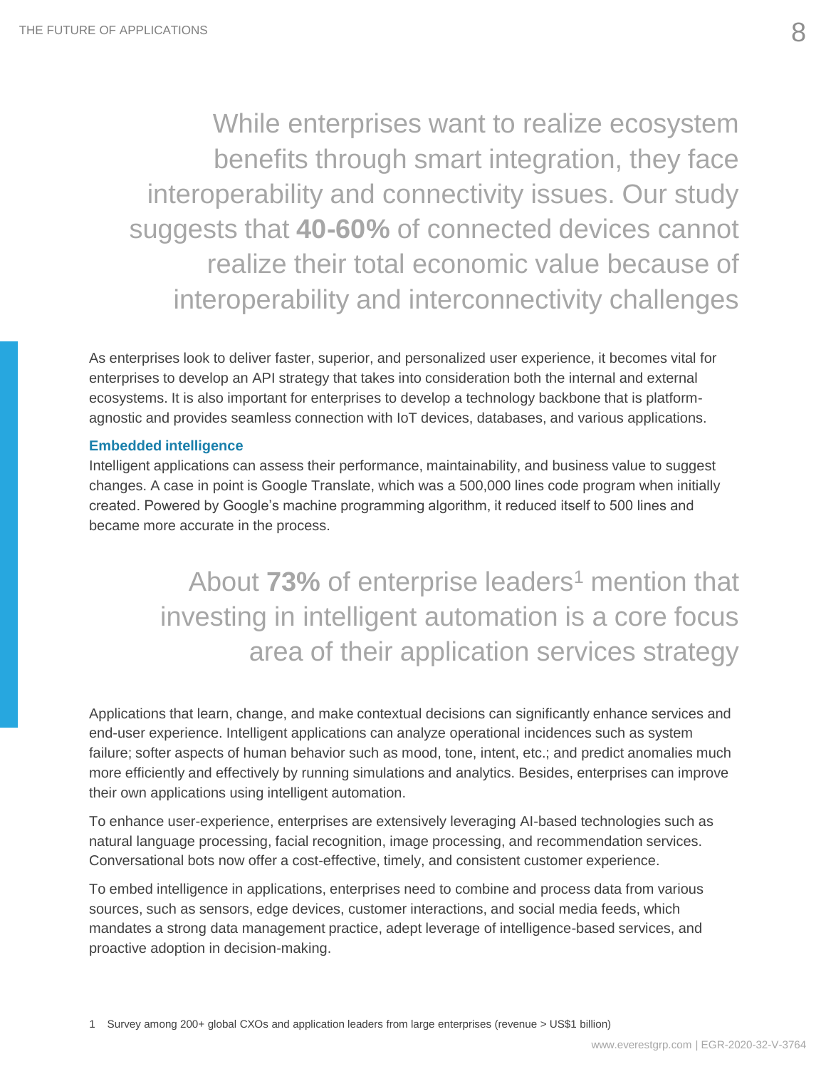While enterprises want to realize ecosystem benefits through smart integration, they face interoperability and connectivity issues. Our study suggests that **40-60%** of connected devices cannot realize their total economic value because of interoperability and interconnectivity challenges

As enterprises look to deliver faster, superior, and personalized user experience, it becomes vital for enterprises to develop an API strategy that takes into consideration both the internal and external ecosystems. It is also important for enterprises to develop a technology backbone that is platform-agnostic and provides seamless connection with IoT devices, databases, and various applications.

### Embedded intelligence

Intelligent applications can assess their performance, maintainability, and business value to suggest changes. A case in point is Google Translate, which was a 500,000 lines code program when initially created. Powered by Google's machine programming algorithm, it reduced itself to 500 lines and became more accurate in the process.

About **73%** of enterprise leaders[1] mention that investing in intelligent automation is a core focus area of their application services strategy

Applications that learn, change, and make contextual decisions can significantly enhance services and end-user experience. Intelligent applications can analyze operational incidences such as system failure; softer aspects of human behavior such as mood, tone, intent, etc.; and predict anomalies much more efficiently and effectively by running simulations and analytics. Besides, enterprises can improve their own applications using intelligent automation.

To enhance user-experience, enterprises are extensively leveraging AI-based technologies such as natural language processing, facial recognition, image processing, and recommendation services. Conversational bots now offer a cost-effective, timely, and consistent customer experience.

To embed intelligence in applications, enterprises need to combine and process data from various sources, such as sensors, edge devices, customer interactions, and social media feeds, which mandates a strong data management practice, adept leverage of intelligence-based services, and proactive adoption in decision-making.

1 Survey among 200+ global CXOs and application leaders from large enterprises (revenue > US$1 billion)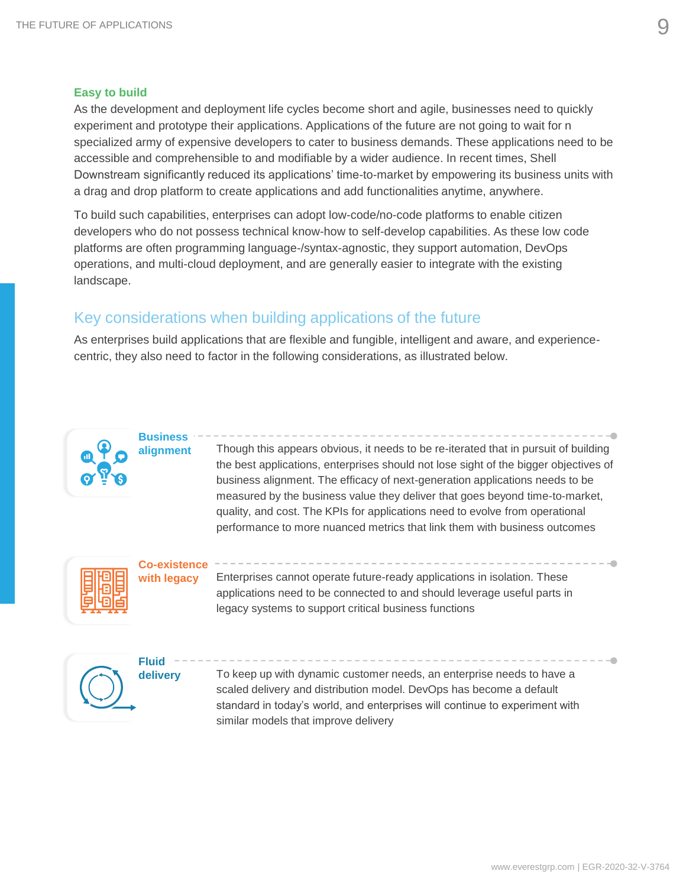### Easy to build

As the development and deployment life cycles become short and agile, businesses need to quickly experiment and prototype their applications. Applications of the future are not going to wait for n specialized army of expensive developers to cater to business demands. These applications need to be accessible and comprehensible to and modifiable by a wider audience. In recent times, Shell Downstream significantly reduced its applications' time-to-market by empowering its business units with a drag and drop platform to create applications and add functionalities anytime, anywhere.

To build such capabilities, enterprises can adopt low-code/no-code platforms to enable citizen developers who do not possess technical know-how to self-develop capabilities. As these low code platforms are often programming language-/syntax-agnostic, they support automation, DevOps operations, and multi-cloud deployment, and are generally easier to integrate with the existing landscape.

## Key considerations when building applications of the future

As enterprises build applications that are flexible and fungible, intelligent and aware, and experience-centric, they also need to factor in the following considerations, as illustrated below.

**Business alignment**

Though this appears obvious, it needs to be re-iterated that in pursuit of building the best applications, enterprises should not lose sight of the bigger objectives of business alignment. The efficacy of next-generation applications needs to be measured by the business value they deliver that goes beyond time-to-market, quality, and cost. The KPIs for applications need to evolve from operational performance to more nuanced metrics that link them with business outcomes

**Co-existence with legacy**

Enterprises cannot operate future-ready applications in isolation. These applications need to be connected to and should leverage useful parts in legacy systems to support critical business functions

**Fluid delivery**

To keep up with dynamic customer needs, an enterprise needs to have a scaled delivery and distribution model. DevOps has become a default standard in today's world, and enterprises will continue to experiment with similar models that improve delivery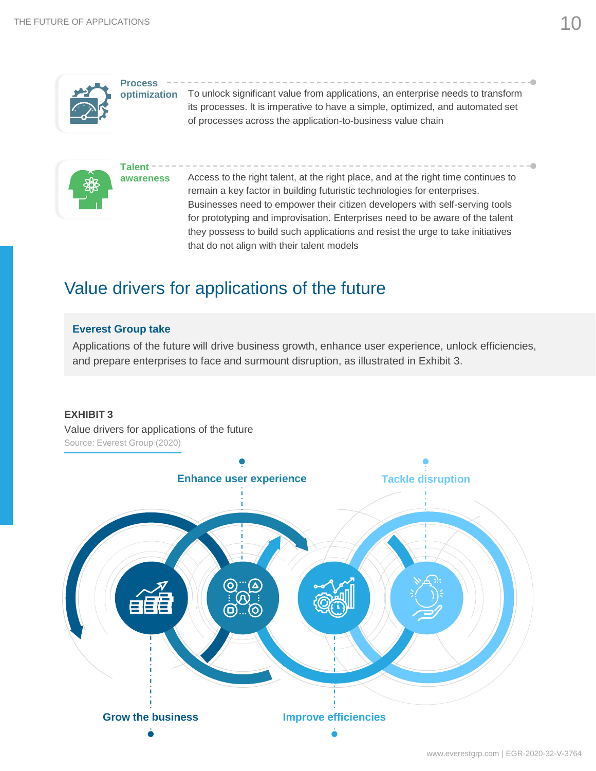**Process optimization**

To unlock significant value from applications, an enterprise needs to transform its processes. It is imperative to have a simple, optimized, and automated set of processes across the application-to-business value chain

**Talent awareness**

Access to the right talent, at the right place, and at the right time continues to remain a key factor in building futuristic technologies for enterprises. Businesses need to empower their citizen developers with self-serving tools for prototyping and improvisation. Enterprises need to be aware of the talent they possess to build such applications and resist the urge to take initiatives that do not align with their talent models

## Value drivers for applications of the future

**Everest Group take**

Applications of the future will drive business growth, enhance user experience, unlock efficiencies, and prepare enterprises to face and surmount disruption, as illustrated in Exhibit 3.

**EXHIBIT 3**

Value drivers for applications of the future

Source: Everest Group (2020)

Enhance user experience

Tackle disruption

Grow the business

Improve efficiencies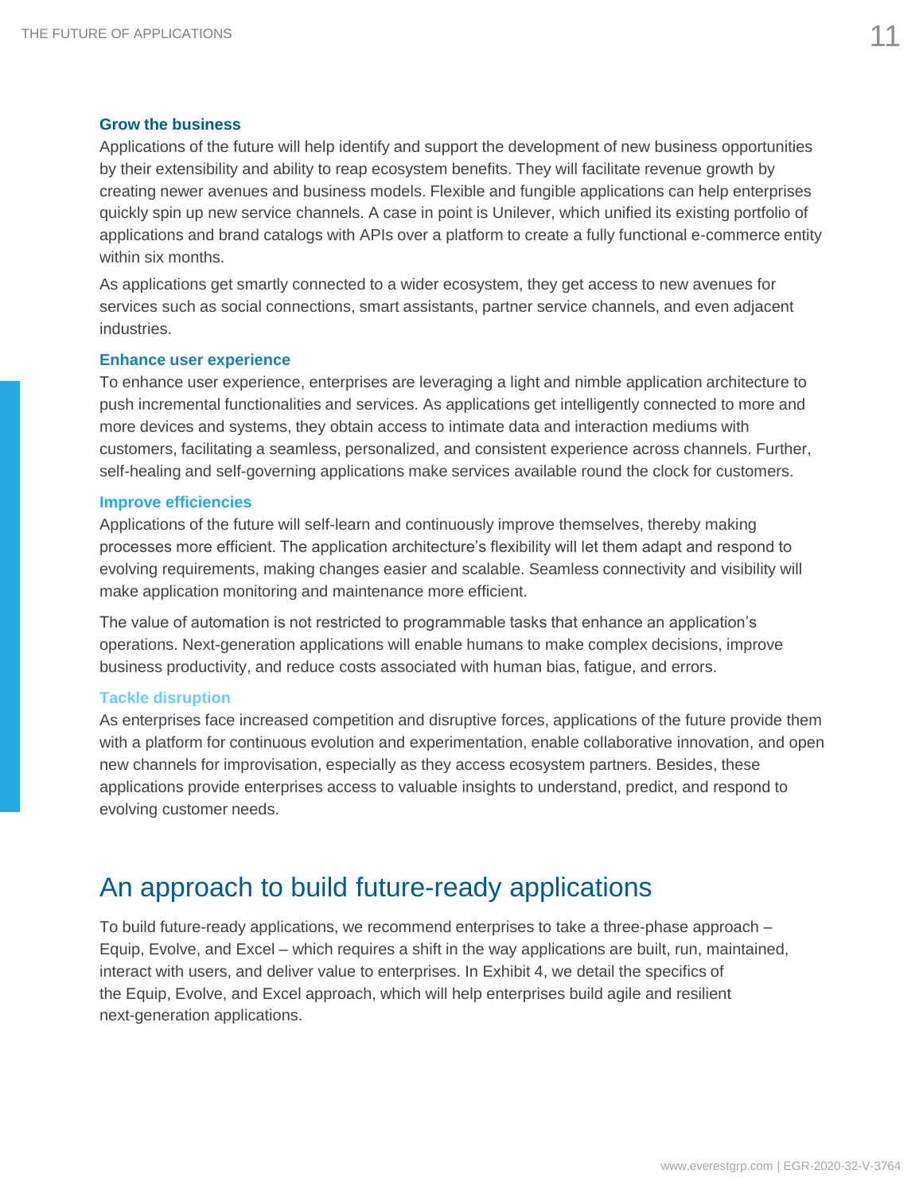### Grow the business

Applications of the future will help identify and support the development of new business opportunities by their extensibility and ability to reap ecosystem benefits. They will facilitate revenue growth by creating newer avenues and business models. Flexible and fungible applications can help enterprises quickly spin up new service channels. A case in point is Unilever, which unified its existing portfolio of applications and brand catalogs with APIs over a platform to create a fully functional e-commerce entity within six months.

As applications get smartly connected to a wider ecosystem, they get access to new avenues for services such as social connections, smart assistants, partner service channels, and even adjacent industries.

### Enhance user experience

To enhance user experience, enterprises are leveraging a light and nimble application architecture to push incremental functionalities and services. As applications get intelligently connected to more and more devices and systems, they obtain access to intimate data and interaction mediums with customers, facilitating a seamless, personalized, and consistent experience across channels. Further, self-healing and self-governing applications make services available round the clock for customers.

### Improve efficiencies

Applications of the future will self-learn and continuously improve themselves, thereby making processes more efficient. The application architecture's flexibility will let them adapt and respond to evolving requirements, making changes easier and scalable. Seamless connectivity and visibility will make application monitoring and maintenance more efficient.

The value of automation is not restricted to programmable tasks that enhance an application's operations. Next-generation applications will enable humans to make complex decisions, improve business productivity, and reduce costs associated with human bias, fatigue, and errors.

### Tackle disruption

As enterprises face increased competition and disruptive forces, applications of the future provide them with a platform for continuous evolution and experimentation, enable collaborative innovation, and open new channels for improvisation, especially as they access ecosystem partners. Besides, these applications provide enterprises access to valuable insights to understand, predict, and respond to evolving customer needs.

## An approach to build future-ready applications

To build future-ready applications, we recommend enterprises to take a three-phase approach – Equip, Evolve, and Excel – which requires a shift in the way applications are built, run, maintained, interact with users, and deliver value to enterprises. In Exhibit 4, we detail the specifics of the Equip, Evolve, and Excel approach, which will help enterprises build agile and resilient next-generation applications.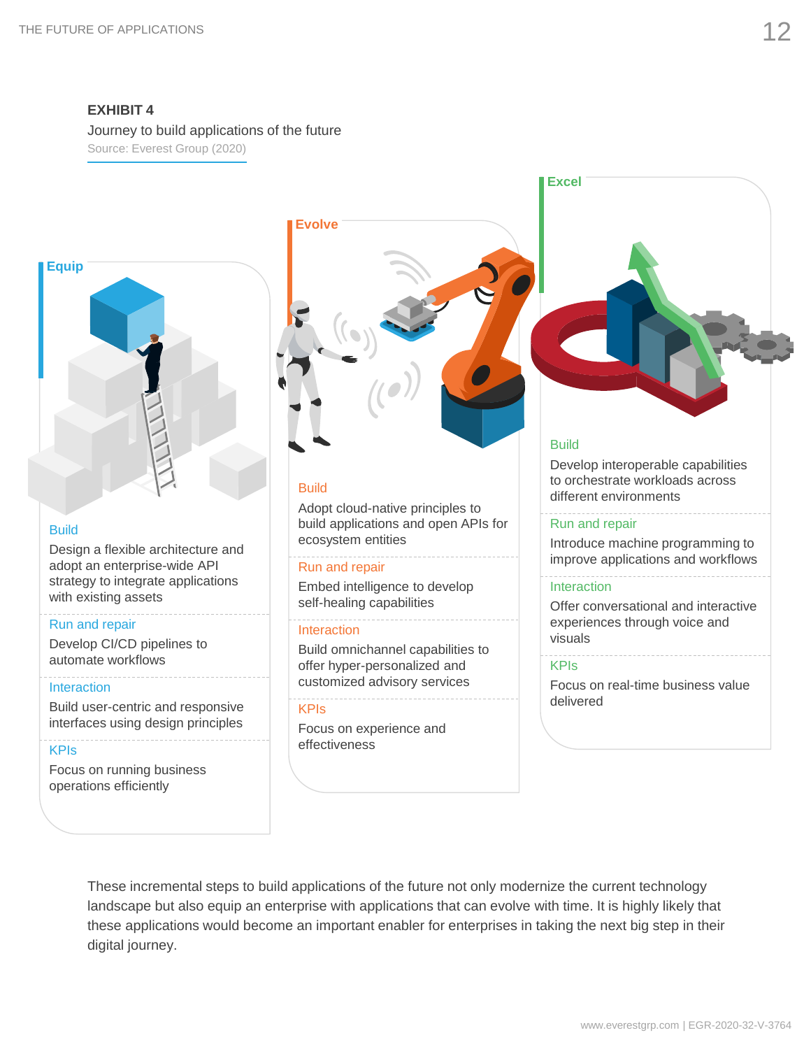**EXHIBIT 4**

Journey to build applications of the future

Source: Everest Group (2020)

### Equip

**Build**

Design a flexible architecture and adopt an enterprise-wide API strategy to integrate applications with existing assets

**Run and repair**

Develop CI/CD pipelines to automate workflows

**Interaction**

Build user-centric and responsive interfaces using design principles

**KPIs**

Focus on running business operations efficiently

### Evolve

**Build**

Adopt cloud-native principles to build applications and open APIs for ecosystem entities

**Run and repair**

Embed intelligence to develop self-healing capabilities

**Interaction**

Build omnichannel capabilities to offer hyper-personalized and customized advisory services

**KPIs**

Focus on experience and effectiveness

### Excel

**Build**

Develop interoperable capabilities to orchestrate workloads across different environments

**Run and repair**

Introduce machine programming to improve applications and workflows

**Interaction**

Offer conversational and interactive experiences through voice and visuals

**KPIs**

Focus on real-time business value delivered

These incremental steps to build applications of the future not only modernize the current technology landscape but also equip an enterprise with applications that can evolve with time. It is highly likely that these applications would become an important enabler for enterprises in taking the next big step in their digital journey.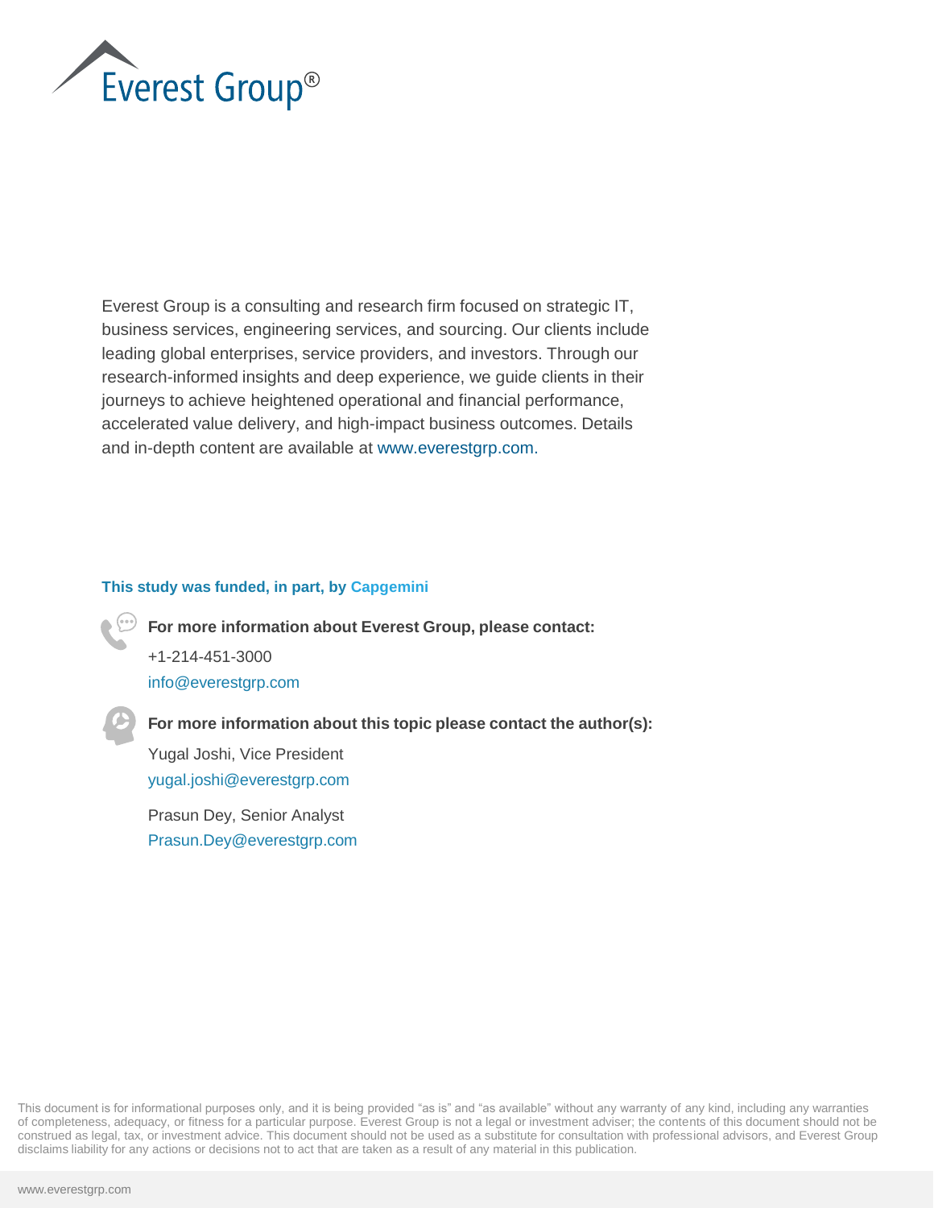# Everest Group®

Everest Group is a consulting and research firm focused on strategic IT, business services, engineering services, and sourcing. Our clients include leading global enterprises, service providers, and investors. Through our research-informed insights and deep experience, we guide clients in their journeys to achieve heightened operational and financial performance, accelerated value delivery, and high-impact business outcomes. Details and in-depth content are available at www.everestgrp.com.

**This study was funded, in part, by Capgemini**

**For more information about Everest Group, please contact:**

+1-214-451-3000

info@everestgrp.com

**For more information about this topic please contact the author(s):**

Yugal Joshi, Vice President

yugal.joshi@everestgrp.com

Prasun Dey, Senior Analyst

Prasun.Dey@everestgrp.com

This document is for informational purposes only, and it is being provided "as is" and "as available" without any warranty of any kind, including any warranties of completeness, adequacy, or fitness for a particular purpose. Everest Group is not a legal or investment adviser; the contents of this document should not be construed as legal, tax, or investment advice. This document should not be used as a substitute for consultation with professional advisors, and Everest Group disclaims liability for any actions or decisions not to act that are taken as a result of any material in this publication.